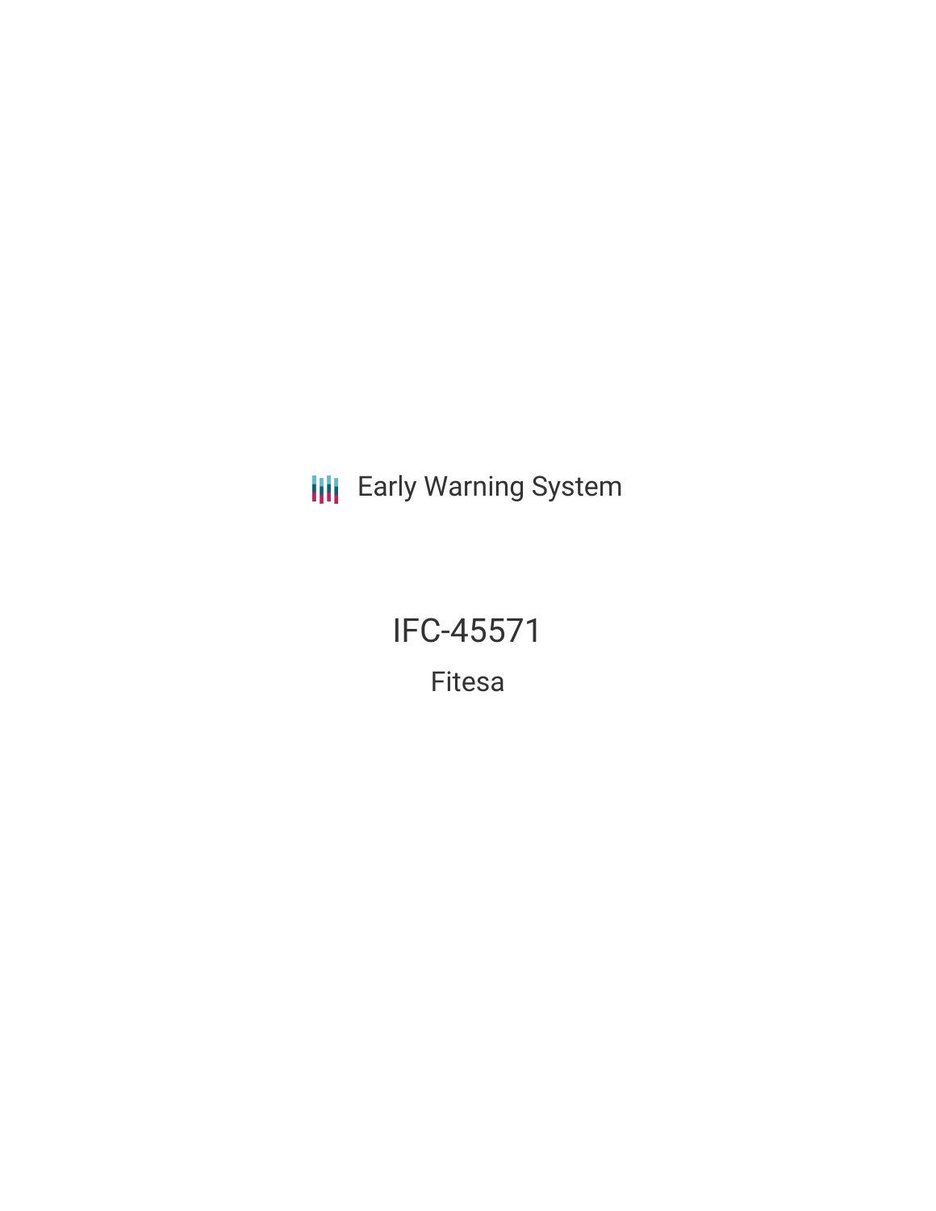Early Warning System

# IFC-45571

Fitesa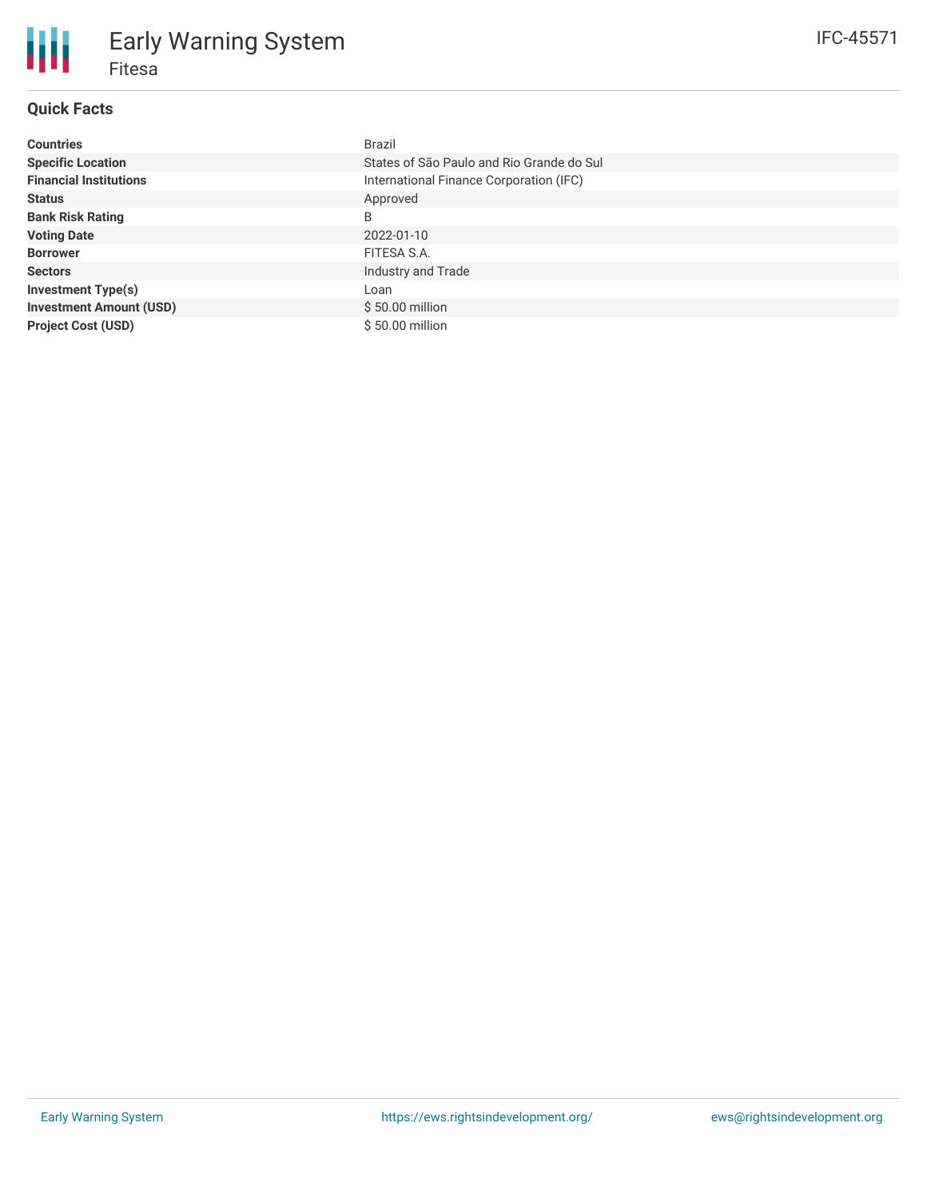# Early Warning System

## Fitesa

IFC-45571

### Quick Facts

| | |
|---|---|
| **Countries** | Brazil |
| **Specific Location** | States of São Paulo and Rio Grande do Sul |
| **Financial Institutions** | International Finance Corporation (IFC) |
| **Status** | Approved |
| **Bank Risk Rating** | B |
| **Voting Date** | 2022-01-10 |
| **Borrower** | FITESA S.A. |
| **Sectors** | Industry and Trade |
| **Investment Type(s)** | Loan |
| **Investment Amount (USD)** | $ 50.00 million |
| **Project Cost (USD)** | $ 50.00 million |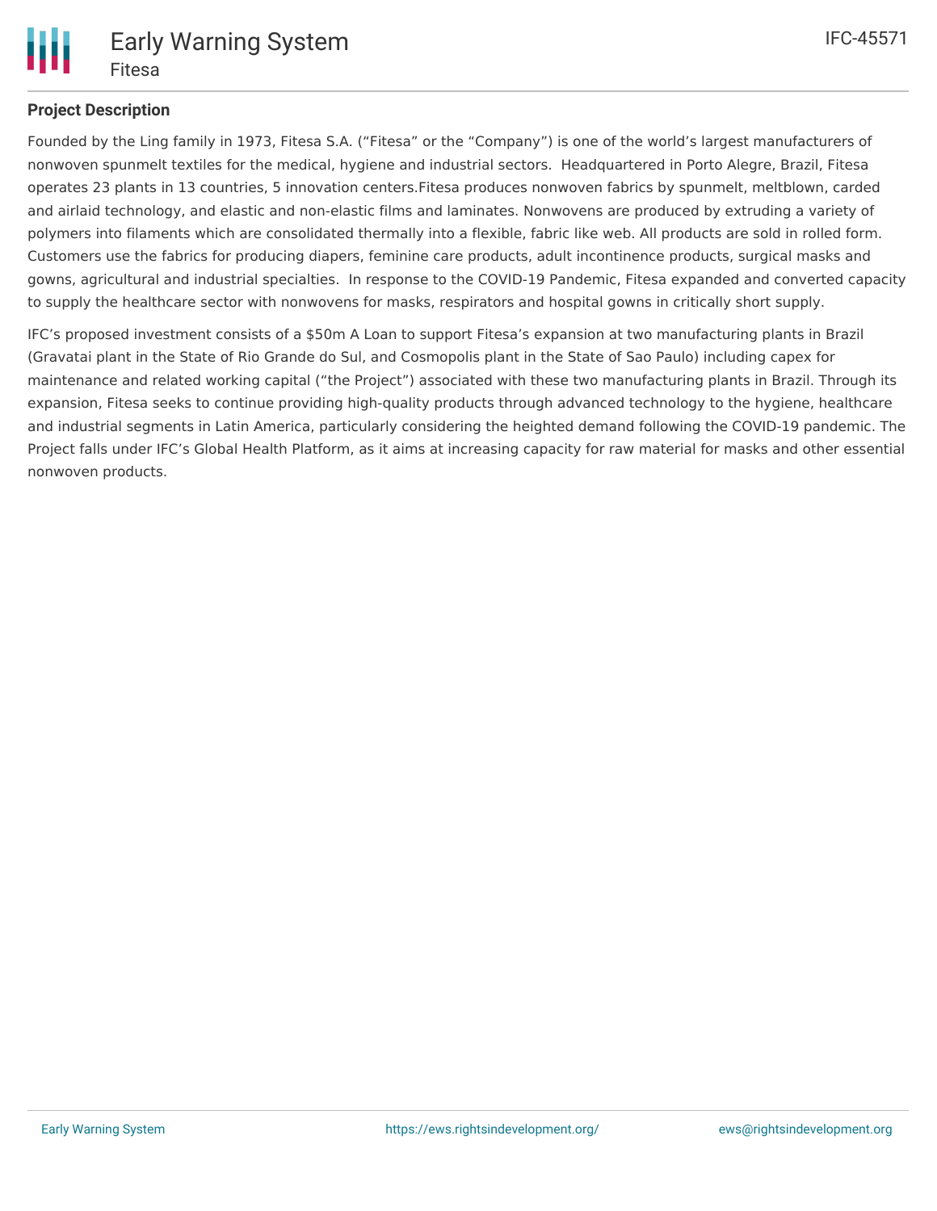**Project Description**

Founded by the Ling family in 1973, Fitesa S.A. ("Fitesa" or the "Company") is one of the world's largest manufacturers of nonwoven spunmelt textiles for the medical, hygiene and industrial sectors. Headquartered in Porto Alegre, Brazil, Fitesa operates 23 plants in 13 countries, 5 innovation centers.Fitesa produces nonwoven fabrics by spunmelt, meltblown, carded and airlaid technology, and elastic and non-elastic films and laminates. Nonwovens are produced by extruding a variety of polymers into filaments which are consolidated thermally into a flexible, fabric like web. All products are sold in rolled form. Customers use the fabrics for producing diapers, feminine care products, adult incontinence products, surgical masks and gowns, agricultural and industrial specialties. In response to the COVID-19 Pandemic, Fitesa expanded and converted capacity to supply the healthcare sector with nonwovens for masks, respirators and hospital gowns in critically short supply.

IFC's proposed investment consists of a $50m A Loan to support Fitesa's expansion at two manufacturing plants in Brazil (Gravatai plant in the State of Rio Grande do Sul, and Cosmopolis plant in the State of Sao Paulo) including capex for maintenance and related working capital ("the Project") associated with these two manufacturing plants in Brazil. Through its expansion, Fitesa seeks to continue providing high-quality products through advanced technology to the hygiene, healthcare and industrial segments in Latin America, particularly considering the heighted demand following the COVID-19 pandemic. The Project falls under IFC's Global Health Platform, as it aims at increasing capacity for raw material for masks and other essential nonwoven products.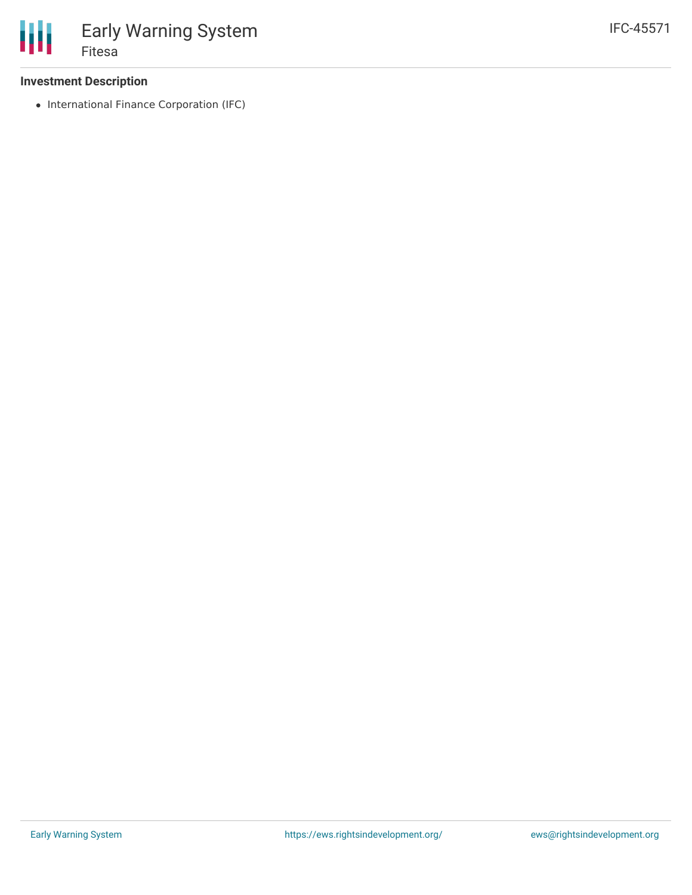### Investment Description

- International Finance Corporation (IFC)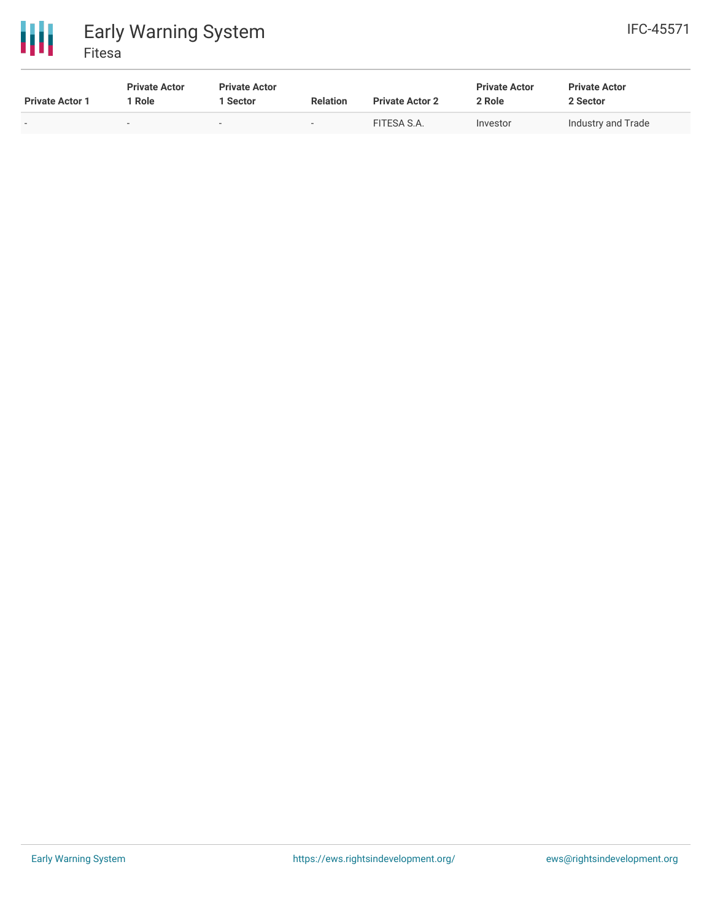| Private Actor 1 | Private Actor 1 Role | Private Actor 1 Sector | Relation | Private Actor 2 | Private Actor 2 Role | Private Actor 2 Sector |
|---|---|---|---|---|---|---|
| - | - | - | - | FITESA S.A. | Investor | Industry and Trade |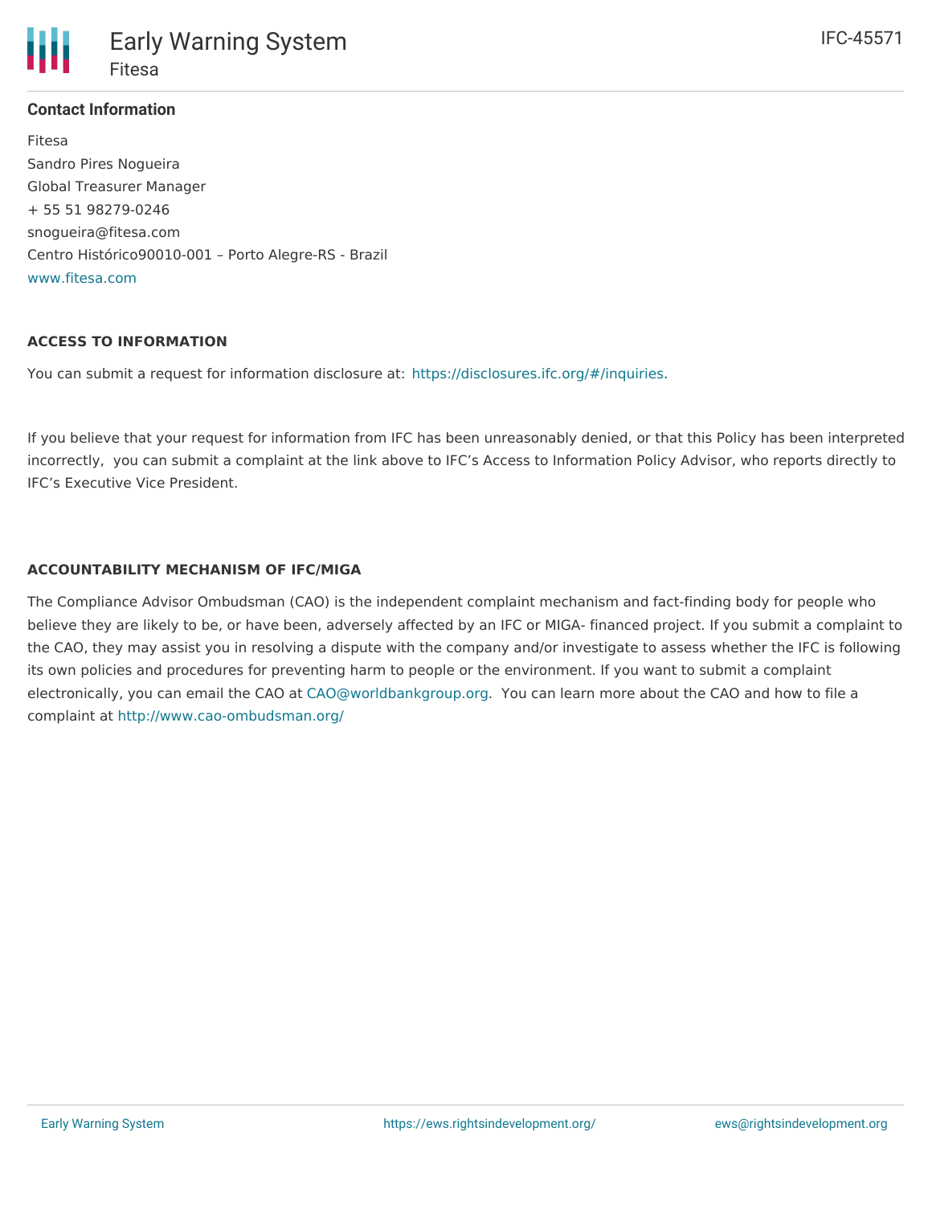### Contact Information

Fitesa
Sandro Pires Nogueira
Global Treasurer Manager
+ 55 51 98279-0246
snogueira@fitesa.com
Centro Histórico90010-001 – Porto Alegre-RS - Brazil
www.fitesa.com

**ACCESS TO INFORMATION**

You can submit a request for information disclosure at: https://disclosures.ifc.org/#/inquiries.

If you believe that your request for information from IFC has been unreasonably denied, or that this Policy has been interpreted incorrectly, you can submit a complaint at the link above to IFC's Access to Information Policy Advisor, who reports directly to IFC's Executive Vice President.

**ACCOUNTABILITY MECHANISM OF IFC/MIGA**

The Compliance Advisor Ombudsman (CAO) is the independent complaint mechanism and fact-finding body for people who believe they are likely to be, or have been, adversely affected by an IFC or MIGA- financed project. If you submit a complaint to the CAO, they may assist you in resolving a dispute with the company and/or investigate to assess whether the IFC is following its own policies and procedures for preventing harm to people or the environment. If you want to submit a complaint electronically, you can email the CAO at CAO@worldbankgroup.org. You can learn more about the CAO and how to file a complaint at http://www.cao-ombudsman.org/